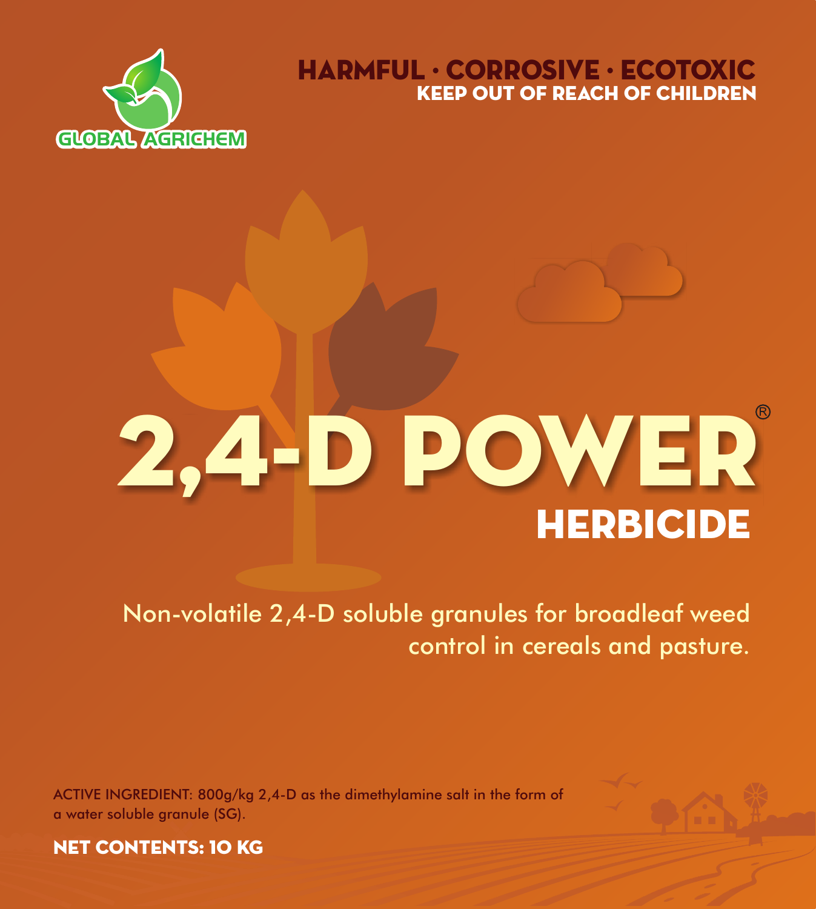GLOBAL AGRICHEM

**HARMFUL · CORROSIVE · ECOTOXIC**
**KEEP OUT OF REACH OF CHILDREN**

# 2,4-D POWER®

## HERBICIDE

Non-volatile 2,4-D soluble granules for broadleaf weed control in cereals and pasture.

ACTIVE INGREDIENT: 800g/kg 2,4-D as the dimethylamine salt in the form of a water soluble granule (SG).

**NET CONTENTS: 10 KG**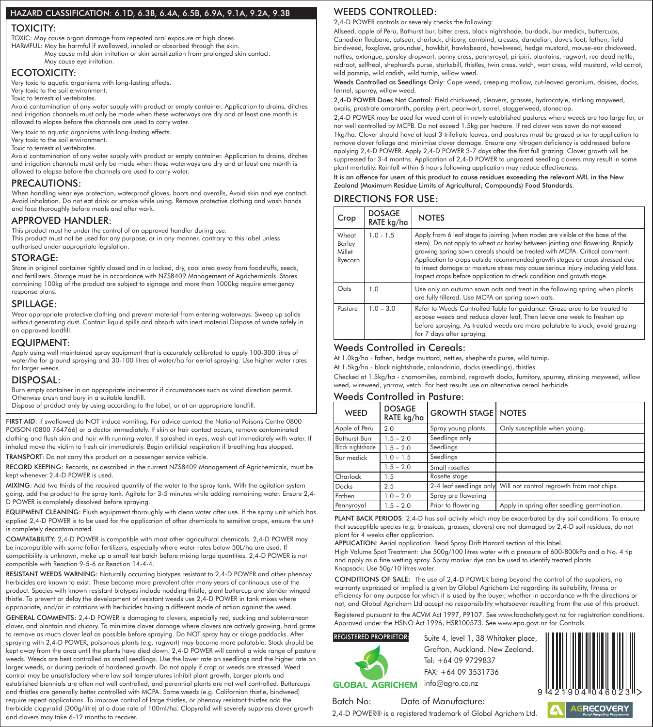## HAZARD CLASSIFICATION: 6.1D, 6.3B, 6.4A, 6.5B, 6.9A, 9.1A, 9.2A, 9.3B

## TOXICITY:

TOXIC: May cause organ damage from repeated oral exposure at high doses.
HARMFUL: May be harmful if swallowed, inhaled or absorbed through the skin.
May cause mild skin irritation or skin sensitization from prolonged skin contact.
May cause eye irritation.

## ECOTOXICITY:

Very toxic to aquatic organisms with long-lasting effects.
Very toxic to the soil environment.
Toxic to terrestrial vertebrates.
Avoid contamination of any water supply with product or empty container. Application to drains, ditches and irrigation channels must only be made when these waterways are dry and at least one month is allowed to elapse before the channels are used to carry water.

Very toxic to aquatic organisms with long-lasting effects.
Very toxic to the soil environment.
Toxic to terrestrial vertebrates.
Avoid contamination of any water supply with product or empty container. Application to drains, ditches and irrigation channels must only be made when these waterways are dry and at least one month is allowed to elapse before the channels are used to carry water.

## PRECAUTIONS:

When handling wear eye protection, waterproof gloves, boots and overalls, Avoid skin and eye contact. Avoid inhalation. Do not eat drink or smoke while using. Remove protective clothing and wash hands and face thoroughly before meals and after work.

## APPROVED HANDLER:

This product must he under the control of an approved handler during use.
This product must not be used for any purpose, or in any manner, contrary to this label unless authorised under appropriate legislation.

## STORAGE:

Store in original container tightly closed and in a locked, dry, cool area away from foodstuffs, seeds, and fertilizers. Storage must be in accordance with NZS8409 Management of Agrichernicals. Stores containing 100kg of the product are subject to signage and more than 1000kg require emergency response plans.

## SPILLAGE:

Wear appropriate protective clothing and prevent material from entering waterways. Sweep up solids without generating dust. Contain liquid spills and absorb with inert material Dispose of waste safely in an approved landfill.

## EQUIPMENT:

Apply using well maintained spray equipment that is accurately calibrated to apply 100-300 litres of water/ha for ground spraying and 30-100 litres of water/ha for aerial spraying. Use higher water rates for larger weeds.

## DISPOSAL:

Burn empty container in an appropriate incinerator if circumstances such as wind direction permit. Otherwise crush and bury in a suitable landfill.
Dispose of product only by using according to the label, or at an appropriate landfill.

**FIRST AID**: If swallowed do NOT induce vomiting. For advice contact the National Poisons Centre 0800 POISON (0800 764766) or a doctor immediately. If skin or hair contact occurs, remove contaminated clothing and flush skin and hair with running water. If splashed in eyes, wash out immediately with water. If inhaled move the victim to fresh air immediately. Begin artificial respiration if breathing has stopped.

**TRANSPORT**: Do not carry this product on a passenger service vehicle.

**RECORD KEEPING**: Records, as described in the current NZS8409 Management of Agrichemicals, must be kept whenever 2,4-D POWER is used.

**MIXING**: Add two thirds of the required quantity of the water to the spray tank. With the agitation system going, add the product to the spray tank. Agitate for 3-5 minutes while adding remaining water. Ensure 2,4-D POWER is completely dissolved before spraying.

**EQUIPMENT CLEANING**: Flush equipment thoroughly with clean water after use. If the spray unit which has applied 2,4-D POWER is to be used for the application of other chemicals to sensitive crops, ensure the unit is completely decontaminated.

**COMPATABILITY**: 2,4-D POWER is compatible with most other agricultural chemicals. 2,4-D POWER may be incompatible with some foliar fertilizers, especially where water rates below 50L/ha are used. If compatibility is unknown, make up a small test batch before mixing large quantities. 2,4-D POWER is not compatible with Reaction 9-5-6 or Reaction 14-4-4.

**RESISTANT WEEDS WARNING**: Naturally occurring biotypes resistant to 2,4-D POWER and other phenoxy herbicides are known to exist. These become more prevalent after many years of continuous use of the product. Species with known resistant biotypes include nodding thistle, giant buttercup and slender winged thistle. To prevent or delay the development of resistant weeds use 2,4-D POWER in tank mixes where appropriate, and/or in rotations with herbicides having a different mode of action against the weed.

**GENERAL COMMENTS**: 2,4-D POWER is damaging to clovers, especially red, suckling and subterranean clover, and plantain and chicory. To minimize clover damage where clovers are actively growing, hard graze to remove as much clover leaf as possible before spraying. Do NOT spray hay or silage paddocks. After spraying with 2,4-D POWER, poisonous plants (e.g. ragwort) may become more palatable. Stock should be kept away from the area until the plants have died down. 2,4-D POWER will control a wide range of pasture weeds. Weeds are best controlled as small seedlings. Use the lower rate on seedlings and the higher rate on larger weeds, or during periods of hardened growth. Do not apply if crop or weeds are stressed. Weed control may be unsatisfactory where low soil temperatures inhibit plant growth. Larger plants and established biennials are often not well controlled, and perennial plants are not well controlled. Buttercups and thistles are generally better controlled with MCPA. Some weeds (e.g. Californian thistle, bindweed) require repeat applications. To improve control of large thistles, or phenoxy resistant thistles add the herbicide clopyralid (300g/litre) at a dose rate of 100ml/ha. Clopyralid will severely suppress clover growth and clovers may take 6-12 months to recover.

## WEEDS CONTROLLED:

2,4-D POWER controls or severely checks the following:

Allseed, apple of Peru, Bathurst bur, bitter cress, black nightshade, burdock, bur medick, buttercups, Canadian fleabane, catsear, charlock, chicory, cornbind, cresses, dandelion, dove's foot, fathen, field bindweed, foxglove, groundsel, hawkbit, hawksbeard, hawkweed, hedge mustard, mouse-ear chickweed, nettles, oxtongue, parsley dropwort, penny cress, pennyroyal, piripiri, plantains, ragwort, red dead nettle, redroot, selfheal, shepherd's purse, storksbill, thistles, twin cress, vetch, wart cress, wild mustard, wild carrot, wild parsnip, wild radish, wild turnip, willow weed.

**Weeds Controlled as Seedlings Only**: Cape weed, creeping mallow, cut-leaved geranium, daisies, docks, fennel, spurrey, willow weed.

**2,4-D POWER Does Not Control**: Field chickweed, cleavers, grasses, hydrocotyle, stinking mayweed, oxalis, prostrate amaranth, parsley piert, pearlwort, sorrel, staggerweed, stonecrop.

2,4-D POWER may be used for weed control in newly established pastures where weeds are too large for, or not well controlled by MCPB. Do not exceed 1.5kg per hectare. If red clover was sown do not exceed 1kg/ha. Clover should have at least 3 trifoliate leaves, and pastures must be grazed prior to application to remove clover foliage and minimise clover damage. Ensure any nitrogen deficiency is addressed before applying 2,4-D POWER. Apply 2,4-D POWER 3-7 days after the first full grazing. Clover growth will be suppressed for 3-4 months. Application of 2,4-D POWER to ungrazed seedling clovers may result in some plant mortality. Rainfall within 6 hours following application may reduce effectiveness.

It is an offence for users of this product to cause residues exceeding the relevant MRL in the New Zealand (Maximum Residue Limits of Agricultural; Compounds) Food Standards.

## DIRECTIONS FOR USE:

| Crop | DOSAGE RATE kg/ha | NOTES |
|---|---|---|
| Wheat Barley Millet Ryecorn | 1.0 - 1.5 | Apply from 6 leaf stage to jointing (when nodes are visible at the base of the stem). Do not apply to wheat or barley between jointing and flowering. Rapidly growing spring sown cereals should be treated with MCPA. Critical comment: Application to crops outside recommended growth stages or crops stressed due to insect damage or moisture stress may cause serious injury including yield loss. Inspect crops before application to check condition and growth stage. |
| Oats | 1.0 | Use only on autumn sown oats and treat in the following spring when plants are fully tillered. Use MCPA on spring sown oats. |
| Pasture | 1.0 – 3.0 | Refer to Weeds Controlled Table for guidance. Graze area to be treated to expose weeds and reduce clover leaf, Then leave one week to freshen up before spraying. As treated weeds are more palatable to stock, avoid grazing for 7 days after spraying. |

## Weeds Controlled in Cereals:

At 1.0kg/ha - fathen, hedge mustard, nettles, shepherd's purse, wild turnip.

At 1.5kg/ha - black nightshade, calandrinia, docks (seedlings), thistles.

Checked at 1.5kg/ha - chamomiles, cornbind, regrowth docks, fumitory, spurrey, stinking mayweed, willow weed, wireweed, yarrow, vetch. For best results use an alternative cereal herbicide.

## Weeds Controlled in Pasture:

| WEED | DOSAGE RATE kg/ha | GROWTH STAGE | NOTES |
|---|---|---|---|
| Apple of Peru | 2.0 | Spray young plants | Only susceptible when young. |
| Bathurst Burr | 1.5 – 2.0 | Seedlings only | |
| Black nightshade | 1.5 – 2.0 | Seedlings | |
| Bur medick | 1.0 – 1.5 | Seedlings | |
| | 1.5 – 2.0 | Small rosettes | |
| Charlock | 1.5 | Rosette stage | |
| Docks | 2.5 | 2-4 leaf seedlings only | Will not control regrowth from root chips. |
| Fathen | 1.0 – 2.0 | Spray pre flowering | |
| Pennyroyal | 1.5 – 2.0 | Prior to flowering | Apply in spring after seedling germination. |

**PLANT BACK PERIODS**: 2,4-D has soil activity which may be exacerbated by dry soil conditions. To ensure that susceptible species (e.g. brassicas, grasses, clovers) are not damaged by 2,4-D soil residues, do not plant for 4 weeks after application.

**APPLICATION**: Aerial application. Read Spray Drift Hazard section of this label.
High Volume Spot Treatment: Use 500g/100 litres water with a pressure of 600-800kPa and a No. 4 tip and apply as a fine wetting spray. Spray marker dye can be used to identify treated plants.
Knapsack: Use 50g/10 litres water.

**CONDITIONS OF SALE**: The use of 2,4-D POWER being beyond the control of the suppliers, no warranty expressed or implied is given by Global Agrichem Ltd regarding its suitability, fitness or efficiency for any purpose for which it is used by the buyer, whether in accordance with the directions or not, and Global Agrichem Ltd accept no responsibility whatsoever resulting from the use of this product.

Registered pursuant to the ACVM Act 1997, P9107. See www.foodsafety.govt.nz for registration conditions. Approved under the HSNO Act 1996, HSR100573. See www.epa.govt.nz for Controls.

REGISTERED PROPRIETOR:

GLOBAL AGRICHEM

Suite 4, level 1, 38 Whitaker place,
Grafton, Auckland. New Zealand.
Tel: +64 09 9729837
FAX: +64 09 3531736
info@agro.co.nz

9 421904 046023

Batch No: Date of Manufacture:

2,4-D POWER® is a registered trademark of Global Agrichem Ltd.

AGRECOVERY Rural Recycling Programme